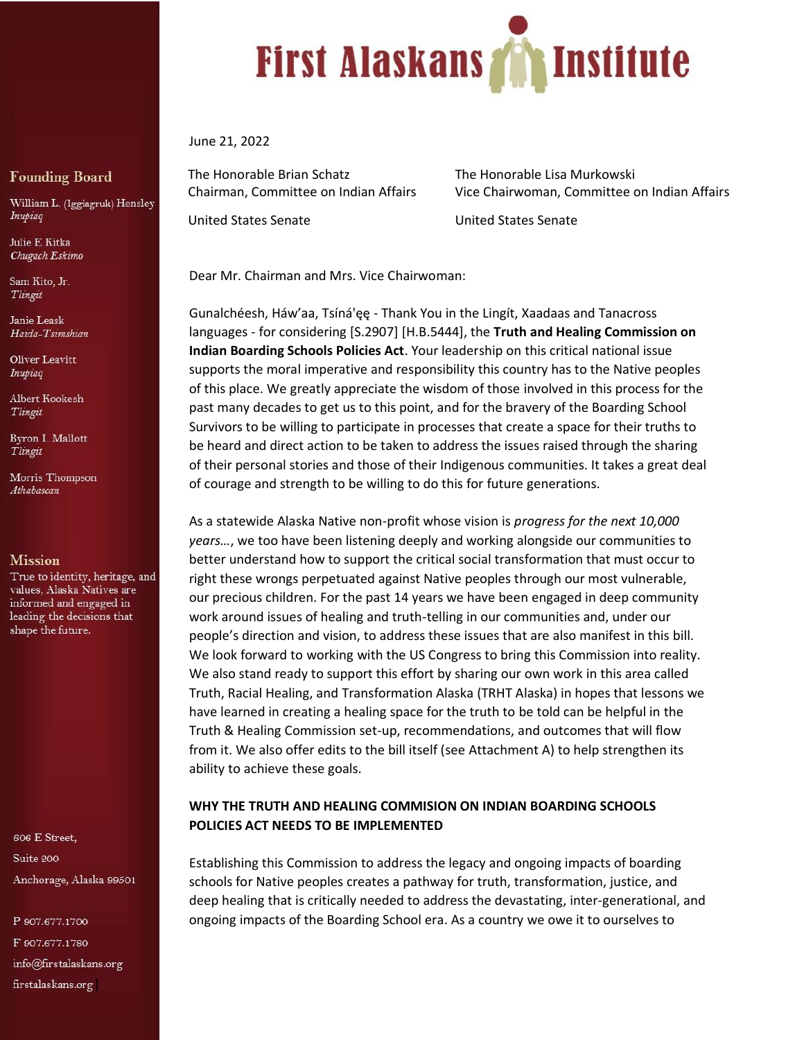# First Alaskans Institute

## Founding Board

William L. (Iggiagruk) Hensley
*Inupiaq*

Julie E Kitka
*Chugach Eskimo*

Sam Kito, Jr.
*Tlingit*

Janie Leask
*Haida-Tsimshian*

Oliver Leavitt
*Inupiaq*

Albert Kookesh
*Tlingit*

Byron I. Mallott
*Tlingit*

Morris Thompson
*Athabascan*

## Mission

True to identity, heritage, and values, Alaska Natives are informed and engaged in leading the decisions that shape the future.

606 E Street,
Suite 200
Anchorage, Alaska 99501

P 907.677.1700
F 907.677.1780
info@firstalaskans.org
firstalaskans.org

---

June 21, 2022

The Honorable Brian Schatz
Chairman, Committee on Indian Affairs
United States Senate

The Honorable Lisa Murkowski
Vice Chairwoman, Committee on Indian Affairs
United States Senate

Dear Mr. Chairman and Mrs. Vice Chairwoman:

Gunalchéesh, Háw'aa, Tsíná'ęę - Thank You in the Lingít, Xaadaas and Tanacross languages - for considering [S.2907] [H.B.5444], the **Truth and Healing Commission on Indian Boarding Schools Policies Act**. Your leadership on this critical national issue supports the moral imperative and responsibility this country has to the Native peoples of this place. We greatly appreciate the wisdom of those involved in this process for the past many decades to get us to this point, and for the bravery of the Boarding School Survivors to be willing to participate in processes that create a space for their truths to be heard and direct action to be taken to address the issues raised through the sharing of their personal stories and those of their Indigenous communities. It takes a great deal of courage and strength to be willing to do this for future generations.

As a statewide Alaska Native non-profit whose vision is *progress for the next 10,000 years…*, we too have been listening deeply and working alongside our communities to better understand how to support the critical social transformation that must occur to right these wrongs perpetuated against Native peoples through our most vulnerable, our precious children. For the past 14 years we have been engaged in deep community work around issues of healing and truth-telling in our communities and, under our people's direction and vision, to address these issues that are also manifest in this bill. We look forward to working with the US Congress to bring this Commission into reality. We also stand ready to support this effort by sharing our own work in this area called Truth, Racial Healing, and Transformation Alaska (TRHT Alaska) in hopes that lessons we have learned in creating a healing space for the truth to be told can be helpful in the Truth & Healing Commission set-up, recommendations, and outcomes that will flow from it. We also offer edits to the bill itself (see Attachment A) to help strengthen its ability to achieve these goals.

**WHY THE TRUTH AND HEALING COMMISION ON INDIAN BOARDING SCHOOLS POLICIES ACT NEEDS TO BE IMPLEMENTED**

Establishing this Commission to address the legacy and ongoing impacts of boarding schools for Native peoples creates a pathway for truth, transformation, justice, and deep healing that is critically needed to address the devastating, inter-generational, and ongoing impacts of the Boarding School era. As a country we owe it to ourselves to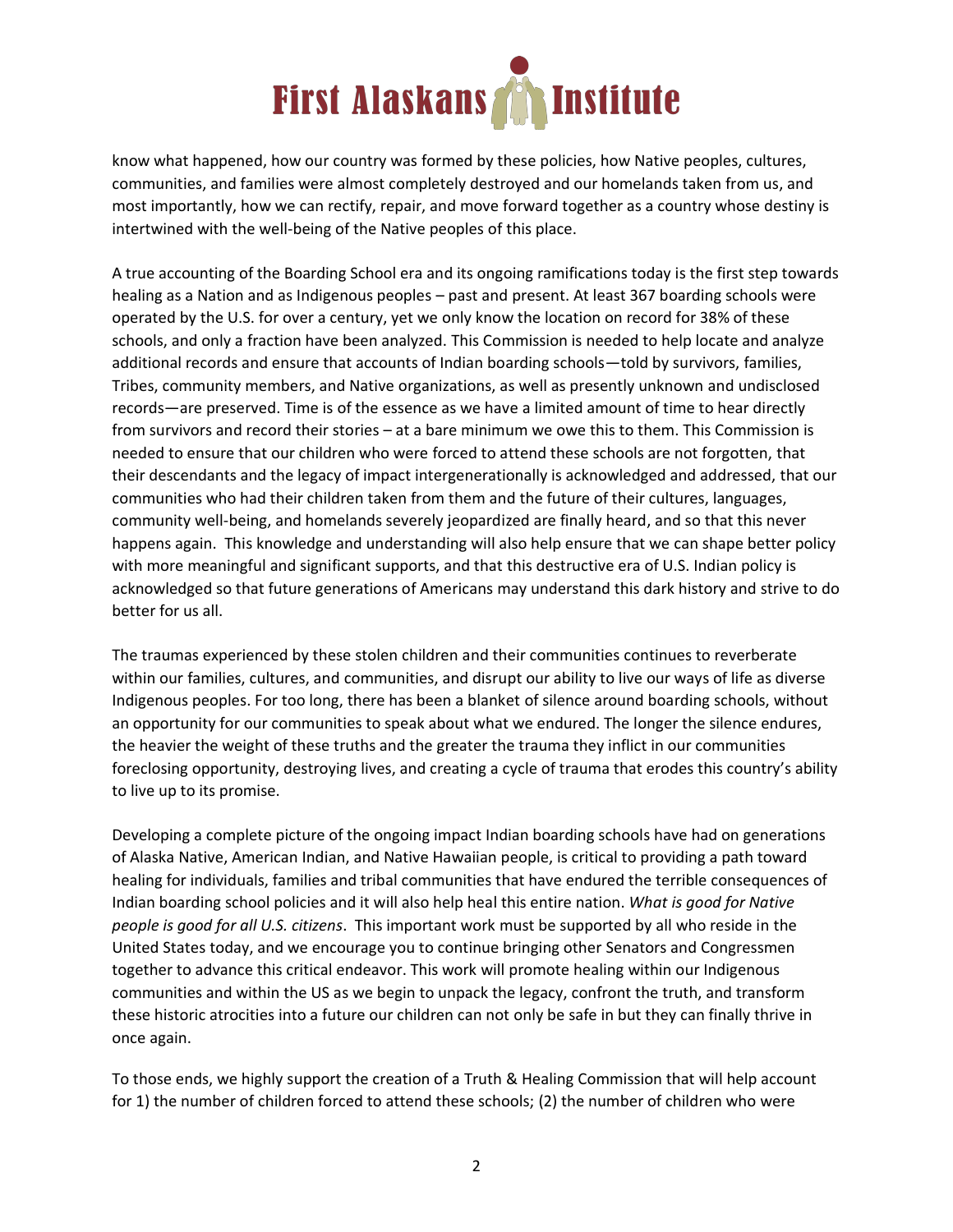know what happened, how our country was formed by these policies, how Native peoples, cultures, communities, and families were almost completely destroyed and our homelands taken from us, and most importantly, how we can rectify, repair, and move forward together as a country whose destiny is intertwined with the well-being of the Native peoples of this place.

A true accounting of the Boarding School era and its ongoing ramifications today is the first step towards healing as a Nation and as Indigenous peoples – past and present. At least 367 boarding schools were operated by the U.S. for over a century, yet we only know the location on record for 38% of these schools, and only a fraction have been analyzed. This Commission is needed to help locate and analyze additional records and ensure that accounts of Indian boarding schools—told by survivors, families, Tribes, community members, and Native organizations, as well as presently unknown and undisclosed records—are preserved. Time is of the essence as we have a limited amount of time to hear directly from survivors and record their stories – at a bare minimum we owe this to them. This Commission is needed to ensure that our children who were forced to attend these schools are not forgotten, that their descendants and the legacy of impact intergenerationally is acknowledged and addressed, that our communities who had their children taken from them and the future of their cultures, languages, community well-being, and homelands severely jeopardized are finally heard, and so that this never happens again. This knowledge and understanding will also help ensure that we can shape better policy with more meaningful and significant supports, and that this destructive era of U.S. Indian policy is acknowledged so that future generations of Americans may understand this dark history and strive to do better for us all.

The traumas experienced by these stolen children and their communities continues to reverberate within our families, cultures, and communities, and disrupt our ability to live our ways of life as diverse Indigenous peoples. For too long, there has been a blanket of silence around boarding schools, without an opportunity for our communities to speak about what we endured. The longer the silence endures, the heavier the weight of these truths and the greater the trauma they inflict in our communities foreclosing opportunity, destroying lives, and creating a cycle of trauma that erodes this country's ability to live up to its promise.

Developing a complete picture of the ongoing impact Indian boarding schools have had on generations of Alaska Native, American Indian, and Native Hawaiian people, is critical to providing a path toward healing for individuals, families and tribal communities that have endured the terrible consequences of Indian boarding school policies and it will also help heal this entire nation. *What is good for Native people is good for all U.S. citizens*. This important work must be supported by all who reside in the United States today, and we encourage you to continue bringing other Senators and Congressmen together to advance this critical endeavor. This work will promote healing within our Indigenous communities and within the US as we begin to unpack the legacy, confront the truth, and transform these historic atrocities into a future our children can not only be safe in but they can finally thrive in once again.

To those ends, we highly support the creation of a Truth & Healing Commission that will help account for 1) the number of children forced to attend these schools; (2) the number of children who were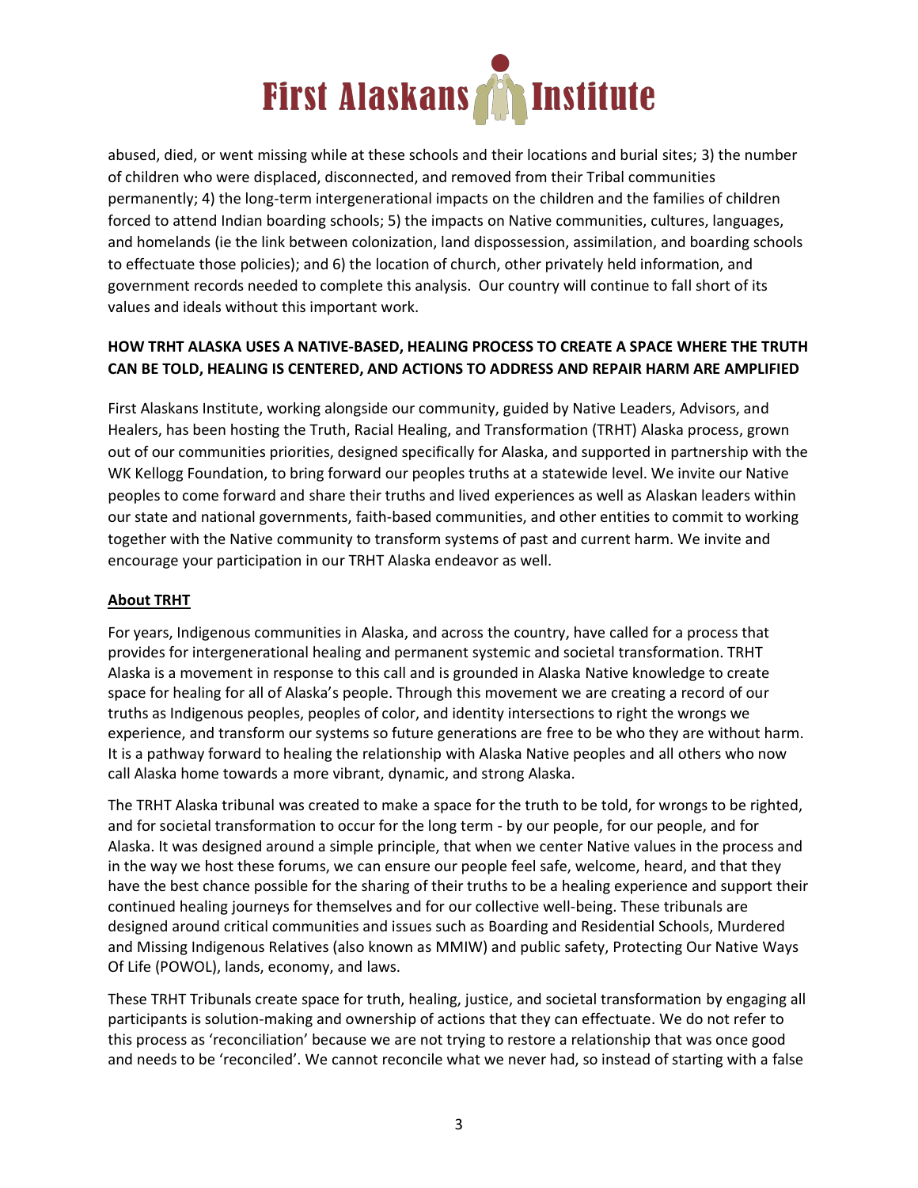abused, died, or went missing while at these schools and their locations and burial sites; 3) the number of children who were displaced, disconnected, and removed from their Tribal communities permanently; 4) the long-term intergenerational impacts on the children and the families of children forced to attend Indian boarding schools; 5) the impacts on Native communities, cultures, languages, and homelands (ie the link between colonization, land dispossession, assimilation, and boarding schools to effectuate those policies); and 6) the location of church, other privately held information, and government records needed to complete this analysis. Our country will continue to fall short of its values and ideals without this important work.

**HOW TRHT ALASKA USES A NATIVE-BASED, HEALING PROCESS TO CREATE A SPACE WHERE THE TRUTH CAN BE TOLD, HEALING IS CENTERED, AND ACTIONS TO ADDRESS AND REPAIR HARM ARE AMPLIFIED**

First Alaskans Institute, working alongside our community, guided by Native Leaders, Advisors, and Healers, has been hosting the Truth, Racial Healing, and Transformation (TRHT) Alaska process, grown out of our communities priorities, designed specifically for Alaska, and supported in partnership with the WK Kellogg Foundation, to bring forward our peoples truths at a statewide level. We invite our Native peoples to come forward and share their truths and lived experiences as well as Alaskan leaders within our state and national governments, faith-based communities, and other entities to commit to working together with the Native community to transform systems of past and current harm. We invite and encourage your participation in our TRHT Alaska endeavor as well.

**About TRHT**

For years, Indigenous communities in Alaska, and across the country, have called for a process that provides for intergenerational healing and permanent systemic and societal transformation. TRHT Alaska is a movement in response to this call and is grounded in Alaska Native knowledge to create space for healing for all of Alaska's people. Through this movement we are creating a record of our truths as Indigenous peoples, peoples of color, and identity intersections to right the wrongs we experience, and transform our systems so future generations are free to be who they are without harm. It is a pathway forward to healing the relationship with Alaska Native peoples and all others who now call Alaska home towards a more vibrant, dynamic, and strong Alaska.

The TRHT Alaska tribunal was created to make a space for the truth to be told, for wrongs to be righted, and for societal transformation to occur for the long term - by our people, for our people, and for Alaska. It was designed around a simple principle, that when we center Native values in the process and in the way we host these forums, we can ensure our people feel safe, welcome, heard, and that they have the best chance possible for the sharing of their truths to be a healing experience and support their continued healing journeys for themselves and for our collective well-being. These tribunals are designed around critical communities and issues such as Boarding and Residential Schools, Murdered and Missing Indigenous Relatives (also known as MMIW) and public safety, Protecting Our Native Ways Of Life (POWOL), lands, economy, and laws.

These TRHT Tribunals create space for truth, healing, justice, and societal transformation by engaging all participants is solution-making and ownership of actions that they can effectuate. We do not refer to this process as 'reconciliation' because we are not trying to restore a relationship that was once good and needs to be 'reconciled'. We cannot reconcile what we never had, so instead of starting with a false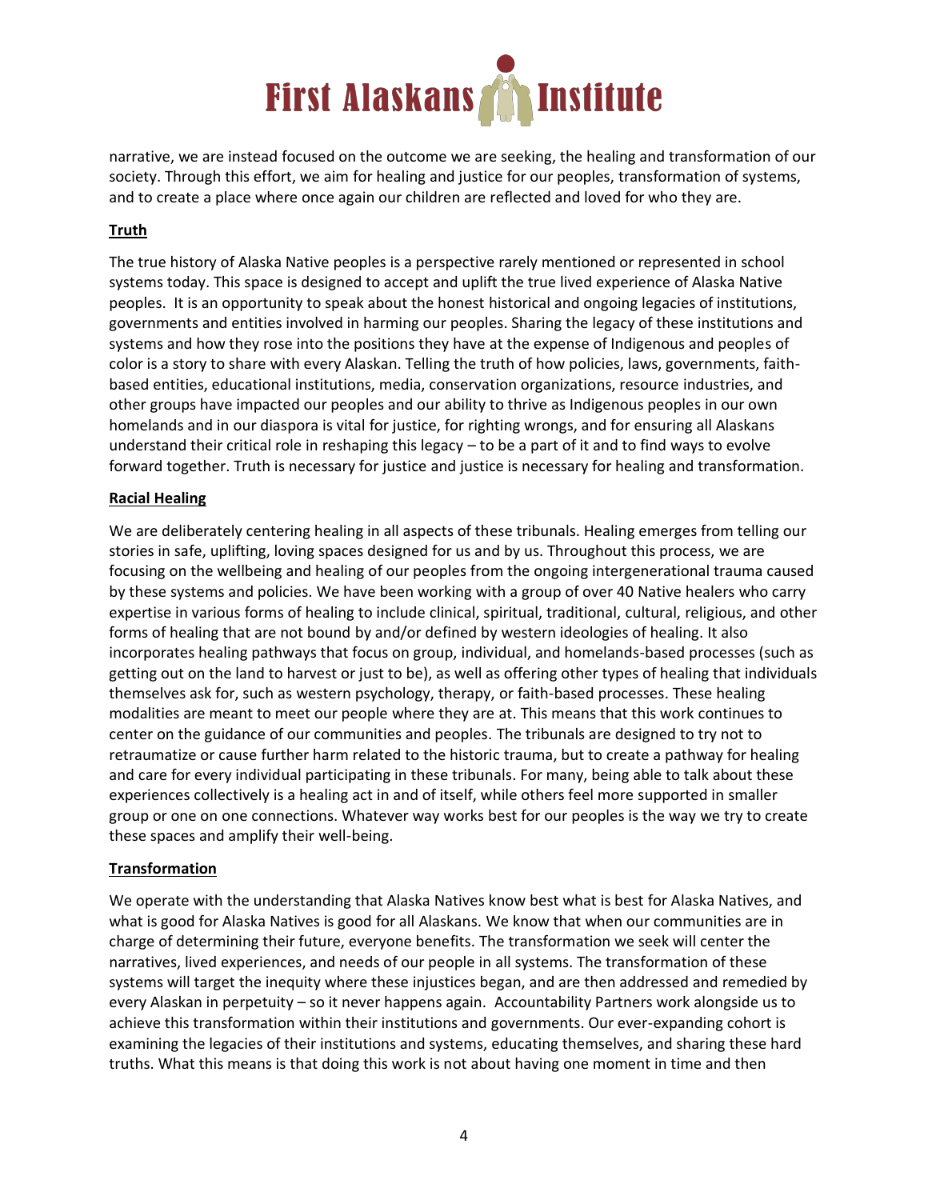narrative, we are instead focused on the outcome we are seeking, the healing and transformation of our society. Through this effort, we aim for healing and justice for our peoples, transformation of systems, and to create a place where once again our children are reflected and loved for who they are.

## Truth

The true history of Alaska Native peoples is a perspective rarely mentioned or represented in school systems today. This space is designed to accept and uplift the true lived experience of Alaska Native peoples. It is an opportunity to speak about the honest historical and ongoing legacies of institutions, governments and entities involved in harming our peoples. Sharing the legacy of these institutions and systems and how they rose into the positions they have at the expense of Indigenous and peoples of color is a story to share with every Alaskan. Telling the truth of how policies, laws, governments, faith-based entities, educational institutions, media, conservation organizations, resource industries, and other groups have impacted our peoples and our ability to thrive as Indigenous peoples in our own homelands and in our diaspora is vital for justice, for righting wrongs, and for ensuring all Alaskans understand their critical role in reshaping this legacy – to be a part of it and to find ways to evolve forward together. Truth is necessary for justice and justice is necessary for healing and transformation.

## Racial Healing

We are deliberately centering healing in all aspects of these tribunals. Healing emerges from telling our stories in safe, uplifting, loving spaces designed for us and by us. Throughout this process, we are focusing on the wellbeing and healing of our peoples from the ongoing intergenerational trauma caused by these systems and policies. We have been working with a group of over 40 Native healers who carry expertise in various forms of healing to include clinical, spiritual, traditional, cultural, religious, and other forms of healing that are not bound by and/or defined by western ideologies of healing. It also incorporates healing pathways that focus on group, individual, and homelands-based processes (such as getting out on the land to harvest or just to be), as well as offering other types of healing that individuals themselves ask for, such as western psychology, therapy, or faith-based processes. These healing modalities are meant to meet our people where they are at. This means that this work continues to center on the guidance of our communities and peoples. The tribunals are designed to try not to retraumatize or cause further harm related to the historic trauma, but to create a pathway for healing and care for every individual participating in these tribunals. For many, being able to talk about these experiences collectively is a healing act in and of itself, while others feel more supported in smaller group or one on one connections. Whatever way works best for our peoples is the way we try to create these spaces and amplify their well-being.

## Transformation

We operate with the understanding that Alaska Natives know best what is best for Alaska Natives, and what is good for Alaska Natives is good for all Alaskans. We know that when our communities are in charge of determining their future, everyone benefits. The transformation we seek will center the narratives, lived experiences, and needs of our people in all systems. The transformation of these systems will target the inequity where these injustices began, and are then addressed and remedied by every Alaskan in perpetuity – so it never happens again. Accountability Partners work alongside us to achieve this transformation within their institutions and governments. Our ever-expanding cohort is examining the legacies of their institutions and systems, educating themselves, and sharing these hard truths. What this means is that doing this work is not about having one moment in time and then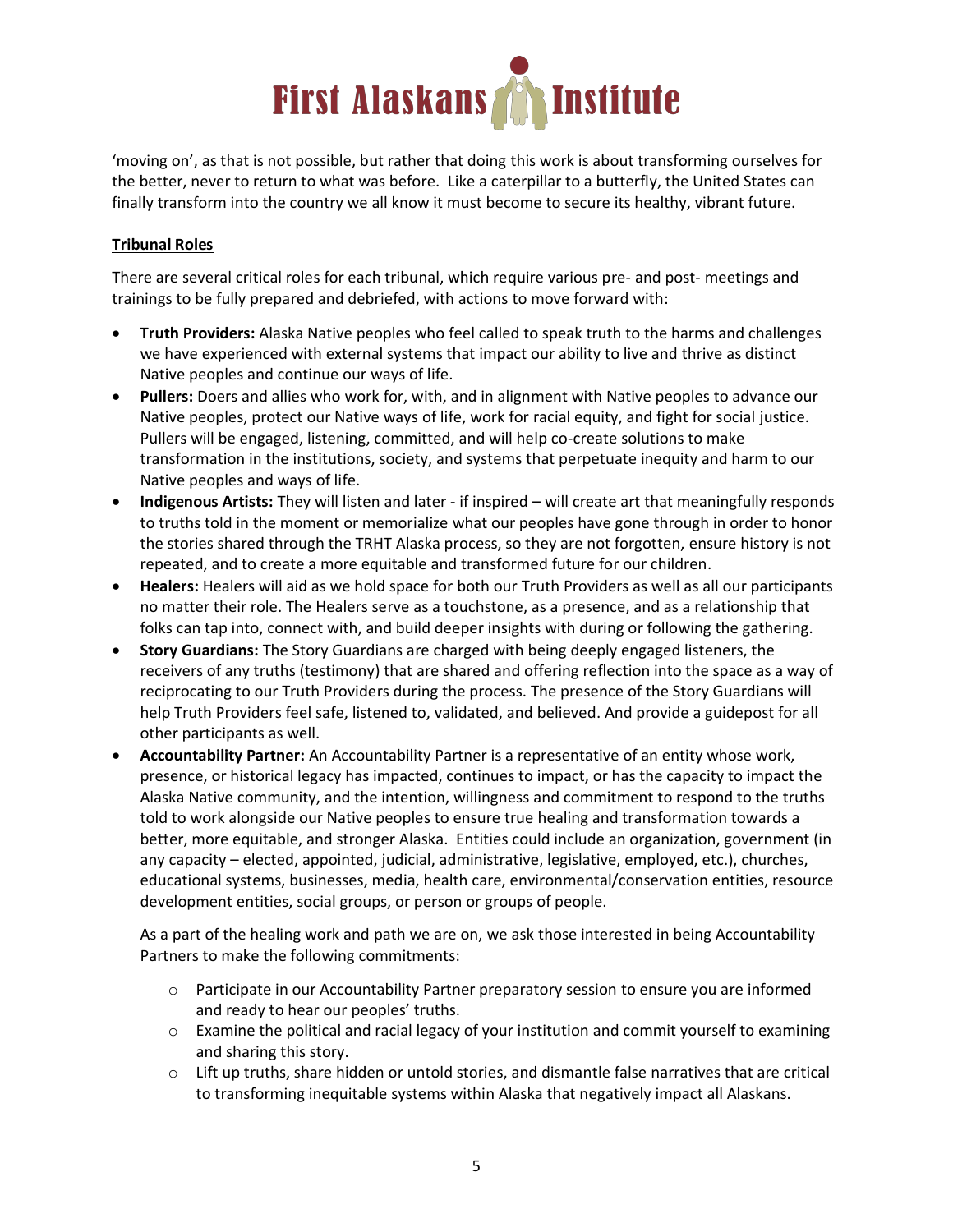'moving on', as that is not possible, but rather that doing this work is about transforming ourselves for the better, never to return to what was before. Like a caterpillar to a butterfly, the United States can finally transform into the country we all know it must become to secure its healthy, vibrant future.

**Tribunal Roles**

There are several critical roles for each tribunal, which require various pre- and post- meetings and trainings to be fully prepared and debriefed, with actions to move forward with:

- **Truth Providers:** Alaska Native peoples who feel called to speak truth to the harms and challenges we have experienced with external systems that impact our ability to live and thrive as distinct Native peoples and continue our ways of life.
- **Pullers:** Doers and allies who work for, with, and in alignment with Native peoples to advance our Native peoples, protect our Native ways of life, work for racial equity, and fight for social justice. Pullers will be engaged, listening, committed, and will help co-create solutions to make transformation in the institutions, society, and systems that perpetuate inequity and harm to our Native peoples and ways of life.
- **Indigenous Artists:** They will listen and later - if inspired – will create art that meaningfully responds to truths told in the moment or memorialize what our peoples have gone through in order to honor the stories shared through the TRHT Alaska process, so they are not forgotten, ensure history is not repeated, and to create a more equitable and transformed future for our children.
- **Healers:** Healers will aid as we hold space for both our Truth Providers as well as all our participants no matter their role. The Healers serve as a touchstone, as a presence, and as a relationship that folks can tap into, connect with, and build deeper insights with during or following the gathering.
- **Story Guardians:** The Story Guardians are charged with being deeply engaged listeners, the receivers of any truths (testimony) that are shared and offering reflection into the space as a way of reciprocating to our Truth Providers during the process. The presence of the Story Guardians will help Truth Providers feel safe, listened to, validated, and believed. And provide a guidepost for all other participants as well.
- **Accountability Partner:** An Accountability Partner is a representative of an entity whose work, presence, or historical legacy has impacted, continues to impact, or has the capacity to impact the Alaska Native community, and the intention, willingness and commitment to respond to the truths told to work alongside our Native peoples to ensure true healing and transformation towards a better, more equitable, and stronger Alaska. Entities could include an organization, government (in any capacity – elected, appointed, judicial, administrative, legislative, employed, etc.), churches, educational systems, businesses, media, health care, environmental/conservation entities, resource development entities, social groups, or person or groups of people.

  As a part of the healing work and path we are on, we ask those interested in being Accountability Partners to make the following commitments:

  - Participate in our Accountability Partner preparatory session to ensure you are informed and ready to hear our peoples' truths.
  - Examine the political and racial legacy of your institution and commit yourself to examining and sharing this story.
  - Lift up truths, share hidden or untold stories, and dismantle false narratives that are critical to transforming inequitable systems within Alaska that negatively impact all Alaskans.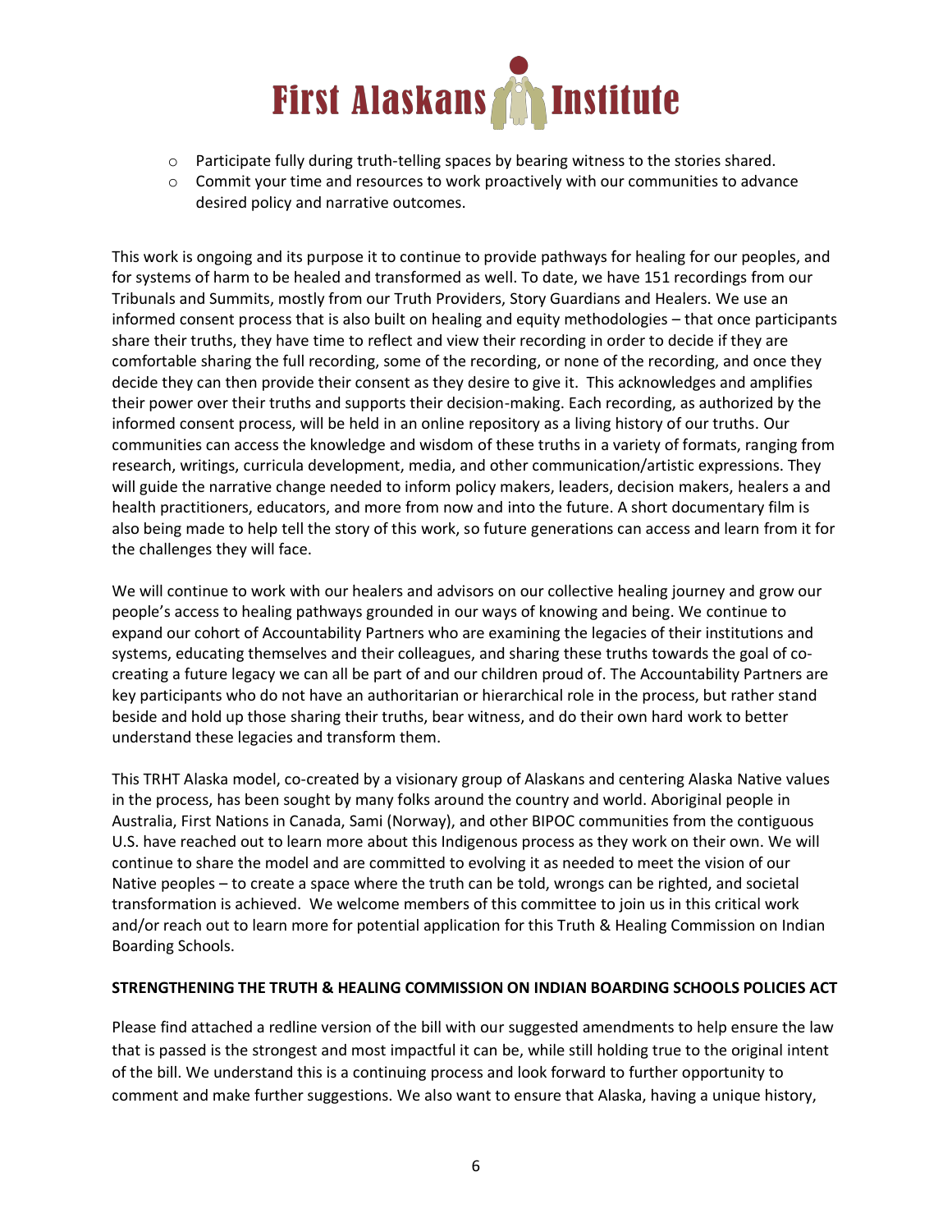- Participate fully during truth-telling spaces by bearing witness to the stories shared.
- Commit your time and resources to work proactively with our communities to advance desired policy and narrative outcomes.

This work is ongoing and its purpose it to continue to provide pathways for healing for our peoples, and for systems of harm to be healed and transformed as well. To date, we have 151 recordings from our Tribunals and Summits, mostly from our Truth Providers, Story Guardians and Healers. We use an informed consent process that is also built on healing and equity methodologies – that once participants share their truths, they have time to reflect and view their recording in order to decide if they are comfortable sharing the full recording, some of the recording, or none of the recording, and once they decide they can then provide their consent as they desire to give it. This acknowledges and amplifies their power over their truths and supports their decision-making. Each recording, as authorized by the informed consent process, will be held in an online repository as a living history of our truths. Our communities can access the knowledge and wisdom of these truths in a variety of formats, ranging from research, writings, curricula development, media, and other communication/artistic expressions. They will guide the narrative change needed to inform policy makers, leaders, decision makers, healers a and health practitioners, educators, and more from now and into the future. A short documentary film is also being made to help tell the story of this work, so future generations can access and learn from it for the challenges they will face.

We will continue to work with our healers and advisors on our collective healing journey and grow our people's access to healing pathways grounded in our ways of knowing and being. We continue to expand our cohort of Accountability Partners who are examining the legacies of their institutions and systems, educating themselves and their colleagues, and sharing these truths towards the goal of co-creating a future legacy we can all be part of and our children proud of. The Accountability Partners are key participants who do not have an authoritarian or hierarchical role in the process, but rather stand beside and hold up those sharing their truths, bear witness, and do their own hard work to better understand these legacies and transform them.

This TRHT Alaska model, co-created by a visionary group of Alaskans and centering Alaska Native values in the process, has been sought by many folks around the country and world. Aboriginal people in Australia, First Nations in Canada, Sami (Norway), and other BIPOC communities from the contiguous U.S. have reached out to learn more about this Indigenous process as they work on their own. We will continue to share the model and are committed to evolving it as needed to meet the vision of our Native peoples – to create a space where the truth can be told, wrongs can be righted, and societal transformation is achieved. We welcome members of this committee to join us in this critical work and/or reach out to learn more for potential application for this Truth & Healing Commission on Indian Boarding Schools.

**STRENGTHENING THE TRUTH & HEALING COMMISSION ON INDIAN BOARDING SCHOOLS POLICIES ACT**

Please find attached a redline version of the bill with our suggested amendments to help ensure the law that is passed is the strongest and most impactful it can be, while still holding true to the original intent of the bill. We understand this is a continuing process and look forward to further opportunity to comment and make further suggestions. We also want to ensure that Alaska, having a unique history,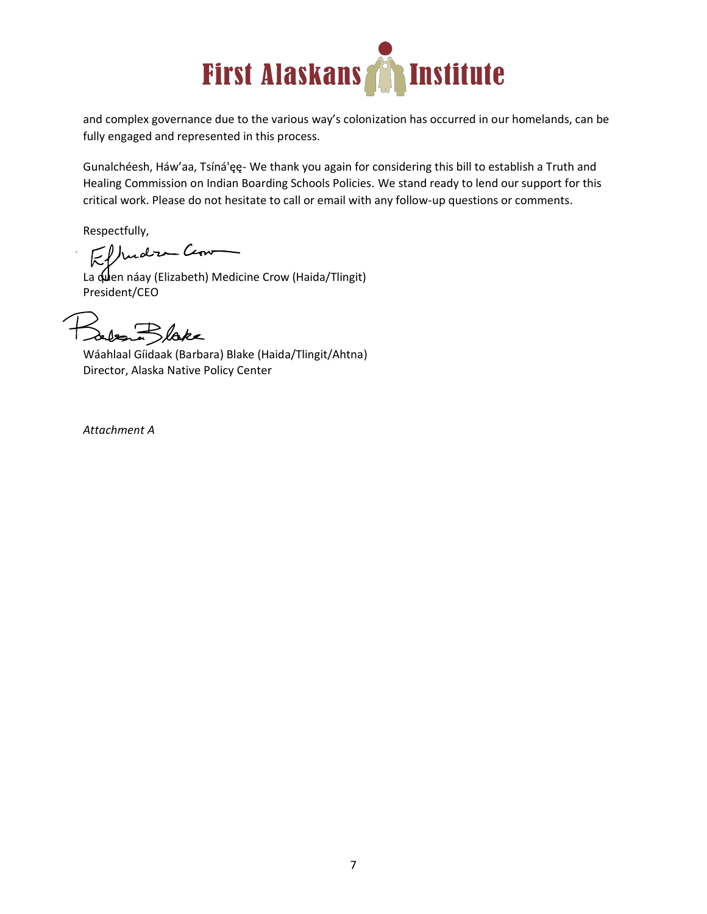and complex governance due to the various way's colonization has occurred in our homelands, can be fully engaged and represented in this process.

Gunalchéesh, Háw'aa, Tsíná'ęę- We thank you again for considering this bill to establish a Truth and Healing Commission on Indian Boarding Schools Policies. We stand ready to lend our support for this critical work. Please do not hesitate to call or email with any follow-up questions or comments.

Respectfully,

La quen náay (Elizabeth) Medicine Crow (Haida/Tlingit)
President/CEO

Wáahlaal Gíidaak (Barbara) Blake (Haida/Tlingit/Ahtna)
Director, Alaska Native Policy Center

*Attachment A*